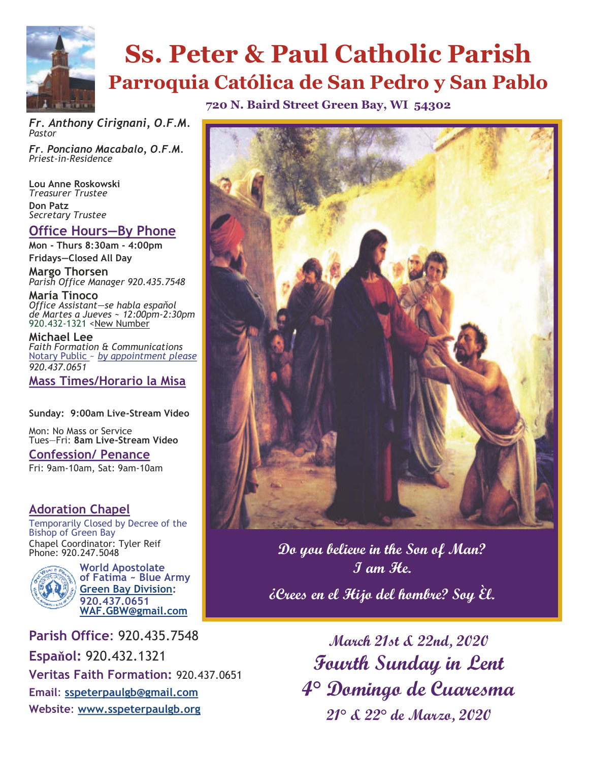# Ss. Peter & Paul Catholic Parish

## Parroquia Católica de San Pedro y San Pablo

**720 N. Baird Street Green Bay, WI 54302**

***Fr. Anthony Cirignani, O.F.M.***
*Pastor*

***Fr. Ponciano Macabalo, O.F.M.***
*Priest-in-Residence*

**Lou Anne Roskowski**
*Treasurer Trustee*

**Don Patz**
*Secretary Trustee*

### Office Hours—By Phone

**Mon - Thurs 8:30am - 4:00pm**
**Fridays—Closed All Day**

**Margo Thorsen**
*Parish Office Manager 920.435.7548*

**María Tinoco**
*Office Assistant—se habla espaňol*
*de Martes a Jueves ~ 12:00pm-2:30pm*
920.432-1321 <New Number

**Michael Lee**
*Faith Formation & Communications*
Notary Public ~ *by appointment please*
*920.437.0651*

### Mass Times/Horario la Misa

**Sunday: 9:00am Live-Stream Video**

Mon: No Mass or Service
Tues—Fri: **8am Live-Stream Video**

### Confession/ Penance

Fri: 9am-10am, Sat: 9am-10am

### Adoration Chapel

Temporarily Closed by Decree of the Bishop of Green Bay
Chapel Coordinator: Tyler Reif
Phone: 920.247.5048

**World Apostolate of Fatima ~ Blue Army**
**Green Bay Division:**
**920.437.0651**
**WAF.GBW@gmail.com**

**Parish Office**: 920.435.7548
**Espaňol:** 920.432.1321
**Veritas Faith Formation:** 920.437.0651
**Email**: **sspeterpaulgb@gmail.com**
**Website**: **www.sspeterpaulgb.org**

*Do you believe in the Son of Man?*
*I am He.*
*¿Crees en el Hijo del hombre? Soy Èl.*

*March 21st & 22nd, 2020*

**Fourth Sunday in Lent**

**4° Domingo de Cuaresma**

*21° & 22° de Marzo, 2020*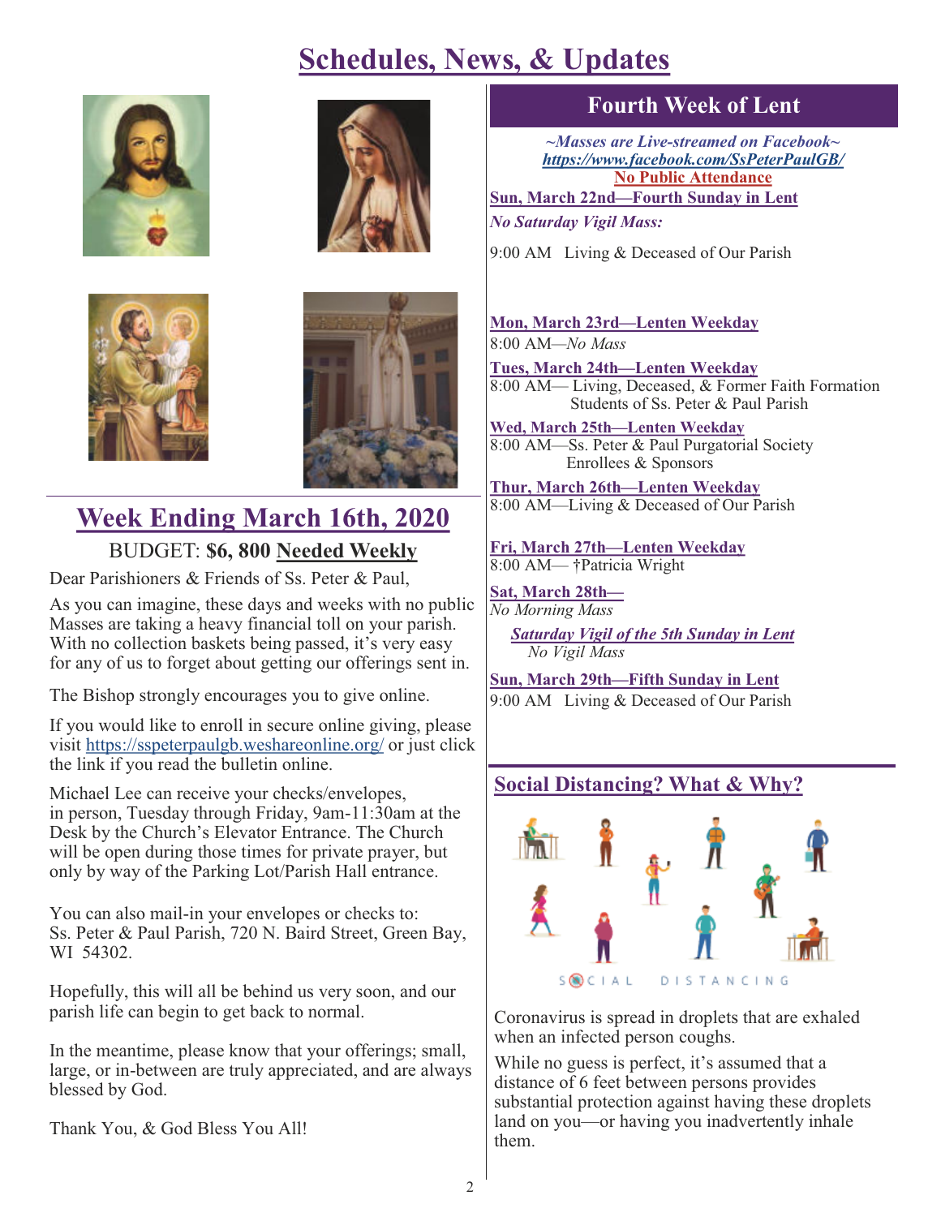# Schedules, News, & Updates

## Week Ending March 16th, 2020

BUDGET: **$6, 800** **Needed Weekly**

Dear Parishioners & Friends of Ss. Peter & Paul,

As you can imagine, these days and weeks with no public Masses are taking a heavy financial toll on your parish. With no collection baskets being passed, it's very easy for any of us to forget about getting our offerings sent in.

The Bishop strongly encourages you to give online.

If you would like to enroll in secure online giving, please visit https://sspeterpaulgb.weshareonline.org/ or just click the link if you read the bulletin online.

Michael Lee can receive your checks/envelopes, in person, Tuesday through Friday, 9am-11:30am at the Desk by the Church's Elevator Entrance. The Church will be open during those times for private prayer, but only by way of the Parking Lot/Parish Hall entrance.

You can also mail-in your envelopes or checks to: Ss. Peter & Paul Parish, 720 N. Baird Street, Green Bay, WI 54302.

Hopefully, this will all be behind us very soon, and our parish life can begin to get back to normal.

In the meantime, please know that your offerings; small, large, or in-between are truly appreciated, and are always blessed by God.

Thank You, & God Bless You All!

## Fourth Week of Lent

*~Masses are Live-streamed on Facebook~*
*https://www.facebook.com/SsPeterPaulGB/*
**No Public Attendance**

**Sun, March 22nd—Fourth Sunday in Lent**
*No Saturday Vigil Mass:*

9:00 AM Living & Deceased of Our Parish

**Mon, March 23rd—Lenten Weekday**
8:00 AM—*No Mass*

**Tues, March 24th—Lenten Weekday**
8:00 AM— Living, Deceased, & Former Faith Formation Students of Ss. Peter & Paul Parish

**Wed, March 25th—Lenten Weekday**
8:00 AM—Ss. Peter & Paul Purgatorial Society Enrollees & Sponsors

**Thur, March 26th—Lenten Weekday**
8:00 AM—Living & Deceased of Our Parish

**Fri, March 27th—Lenten Weekday**
8:00 AM— †Patricia Wright

**Sat, March 28th—**
*No Morning Mass*

***Saturday Vigil of the 5th Sunday in Lent***
*No Vigil Mass*

**Sun, March 29th—Fifth Sunday in Lent**
9:00 AM Living & Deceased of Our Parish

## Social Distancing? What & Why?

SOCIAL DISTANCING

Coronavirus is spread in droplets that are exhaled when an infected person coughs.

While no guess is perfect, it's assumed that a distance of 6 feet between persons provides substantial protection against having these droplets land on you—or having you inadvertently inhale them.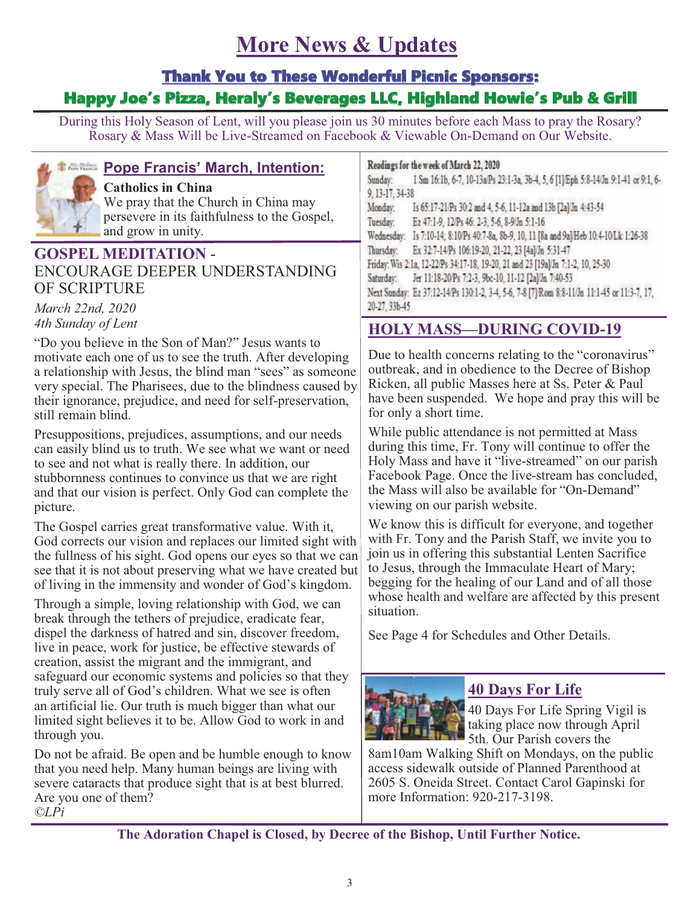# More News & Updates

## Thank You to These Wonderful Picnic Sponsors:

## Happy Joe's Pizza, Heraly's Beverages LLC, Highland Howie's Pub & Grill

During this Holy Season of Lent, will you please join us 30 minutes before each Mass to pray the Rosary? Rosary & Mass Will be Live-Streamed on Facebook & Viewable On-Demand on Our Website.

### Pope Francis' March, Intention:

**Catholics in China**
We pray that the Church in China may persevere in its faithfulness to the Gospel, and grow in unity.

### GOSPEL MEDITATION - ENCOURAGE DEEPER UNDERSTANDING OF SCRIPTURE

*March 22nd, 2020*
*4th Sunday of Lent*

"Do you believe in the Son of Man?" Jesus wants to motivate each one of us to see the truth. After developing a relationship with Jesus, the blind man "sees" as someone very special. The Pharisees, due to the blindness caused by their ignorance, prejudice, and need for self-preservation, still remain blind.

Presuppositions, prejudices, assumptions, and our needs can easily blind us to truth. We see what we want or need to see and not what is really there. In addition, our stubbornness continues to convince us that we are right and that our vision is perfect. Only God can complete the picture.

The Gospel carries great transformative value. With it, God corrects our vision and replaces our limited sight with the fullness of his sight. God opens our eyes so that we can see that it is not about preserving what we have created but of living in the immensity and wonder of God's kingdom.

Through a simple, loving relationship with God, we can break through the tethers of prejudice, eradicate fear, dispel the darkness of hatred and sin, discover freedom, live in peace, work for justice, be effective stewards of creation, assist the migrant and the immigrant, and safeguard our economic systems and policies so that they truly serve all of God's children. What we see is often an artificial lie. Our truth is much bigger than what our limited sight believes it to be. Allow God to work in and through you.

Do not be afraid. Be open and be humble enough to know that you need help. Many human beings are living with severe cataracts that produce sight that is at best blurred. Are you one of them?
*©LPi*

**Readings for the week of March 22, 2020**

Sunday: 1 Sm 16:1b, 6-7, 10-13a/Ps 23:1-3a, 3b-4, 5, 6 [1]/Eph 5:8-14/Jn 9:1-41 or 9:1, 6-9, 13-17, 34-38
Monday: Is 65:17-21/Ps 30:2 and 4, 5-6, 11-12a and 13b [2a]/Jn 4:43-54
Tuesday: Ez 47:1-9, 12/Ps 46: 2-3, 5-6, 8-9/Jn 5:1-16
Wednesday: Is 7:10-14; 8:10/Ps 40:7-8a, 8b-9, 10, 11 [8a and 9a]/Heb 10:4-10/Lk 1:26-38
Thursday: Ex 32:7-14/Ps 106:19-20, 21-22, 23 [4a]/Jn 5:31-47
Friday: Wis 2:1a, 12-22/Ps 34:17-18, 19-20, 21 and 23 [19a]/Jn 7:1-2, 10, 25-30
Saturday: Jer 11:18-20/Ps 7:2-3, 9bc-10, 11-12 [2a]/Jn 7:40-53
Next Sunday: Ez 37:12-14/Ps 130:1-2, 3-4, 5-6, 7-8 [7]/Rom 8:8-11/Jn 11:1-45 or 11:3-7, 17, 20-27, 33b-45

### HOLY MASS—DURING COVID-19

Due to health concerns relating to the "coronavirus" outbreak, and in obedience to the Decree of Bishop Ricken, all public Masses here at Ss. Peter & Paul have been suspended. We hope and pray this will be for only a short time.

While public attendance is not permitted at Mass during this time, Fr. Tony will continue to offer the Holy Mass and have it "live-streamed" on our parish Facebook Page. Once the live-stream has concluded, the Mass will also be available for "On-Demand" viewing on our parish website.

We know this is difficult for everyone, and together with Fr. Tony and the Parish Staff, we invite you to join us in offering this substantial Lenten Sacrifice to Jesus, through the Immaculate Heart of Mary; begging for the healing of our Land and of all those whose health and welfare are affected by this present situation.

See Page 4 for Schedules and Other Details.

### 40 Days For Life

40 Days For Life Spring Vigil is taking place now through April 5th. Our Parish covers the 8am10am Walking Shift on Mondays, on the public access sidewalk outside of Planned Parenthood at 2605 S. Oneida Street. Contact Carol Gapinski for more Information: 920-217-3198.

**The Adoration Chapel is Closed, by Decree of the Bishop, Until Further Notice.**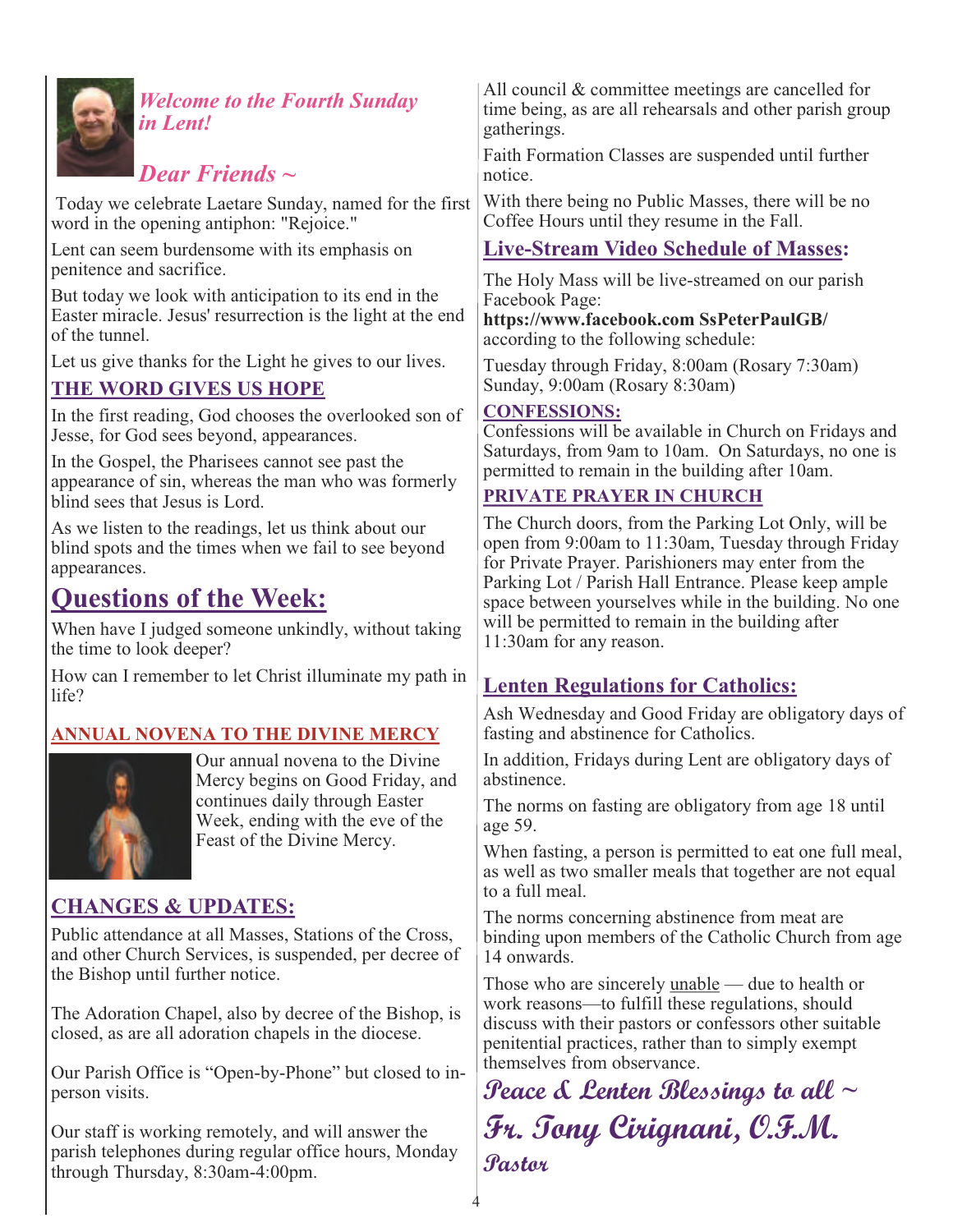*Welcome to the Fourth Sunday in Lent!*

*Dear Friends ~*

Today we celebrate Laetare Sunday, named for the first word in the opening antiphon: "Rejoice."

Lent can seem burdensome with its emphasis on penitence and sacrifice.

But today we look with anticipation to its end in the Easter miracle. Jesus' resurrection is the light at the end of the tunnel.

Let us give thanks for the Light he gives to our lives.

## THE WORD GIVES US HOPE

In the first reading, God chooses the overlooked son of Jesse, for God sees beyond, appearances.

In the Gospel, the Pharisees cannot see past the appearance of sin, whereas the man who was formerly blind sees that Jesus is Lord.

As we listen to the readings, let us think about our blind spots and the times when we fail to see beyond appearances.

## Questions of the Week:

When have I judged someone unkindly, without taking the time to look deeper?

How can I remember to let Christ illuminate my path in life?

## ANNUAL NOVENA TO THE DIVINE MERCY

Our annual novena to the Divine Mercy begins on Good Friday, and continues daily through Easter Week, ending with the eve of the Feast of the Divine Mercy.

## CHANGES & UPDATES:

Public attendance at all Masses, Stations of the Cross, and other Church Services, is suspended, per decree of the Bishop until further notice.

The Adoration Chapel, also by decree of the Bishop, is closed, as are all adoration chapels in the diocese.

Our Parish Office is "Open-by-Phone" but closed to in-person visits.

Our staff is working remotely, and will answer the parish telephones during regular office hours, Monday through Thursday, 8:30am-4:00pm.

All council & committee meetings are cancelled for time being, as are all rehearsals and other parish group gatherings.

Faith Formation Classes are suspended until further notice.

With there being no Public Masses, there will be no Coffee Hours until they resume in the Fall.

## Live-Stream Video Schedule of Masses:

The Holy Mass will be live-streamed on our parish Facebook Page:
**https://www.facebook.com SsPeterPaulGB/**
according to the following schedule:

Tuesday through Friday, 8:00am (Rosary 7:30am)
Sunday, 9:00am (Rosary 8:30am)

## CONFESSIONS:

Confessions will be available in Church on Fridays and Saturdays, from 9am to 10am. On Saturdays, no one is permitted to remain in the building after 10am.

## PRIVATE PRAYER IN CHURCH

The Church doors, from the Parking Lot Only, will be open from 9:00am to 11:30am, Tuesday through Friday for Private Prayer. Parishioners may enter from the Parking Lot / Parish Hall Entrance. Please keep ample space between yourselves while in the building. No one will be permitted to remain in the building after 11:30am for any reason.

## Lenten Regulations for Catholics:

Ash Wednesday and Good Friday are obligatory days of fasting and abstinence for Catholics.

In addition, Fridays during Lent are obligatory days of abstinence.

The norms on fasting are obligatory from age 18 until age 59.

When fasting, a person is permitted to eat one full meal, as well as two smaller meals that together are not equal to a full meal.

The norms concerning abstinence from meat are binding upon members of the Catholic Church from age 14 onwards.

Those who are sincerely unable — due to health or work reasons—to fulfill these regulations, should discuss with their pastors or confessors other suitable penitential practices, rather than to simply exempt themselves from observance.

**Peace & Lenten Blessings to all ~**

**Fr. Tony Cirignani, O.F.M.**

**Pastor**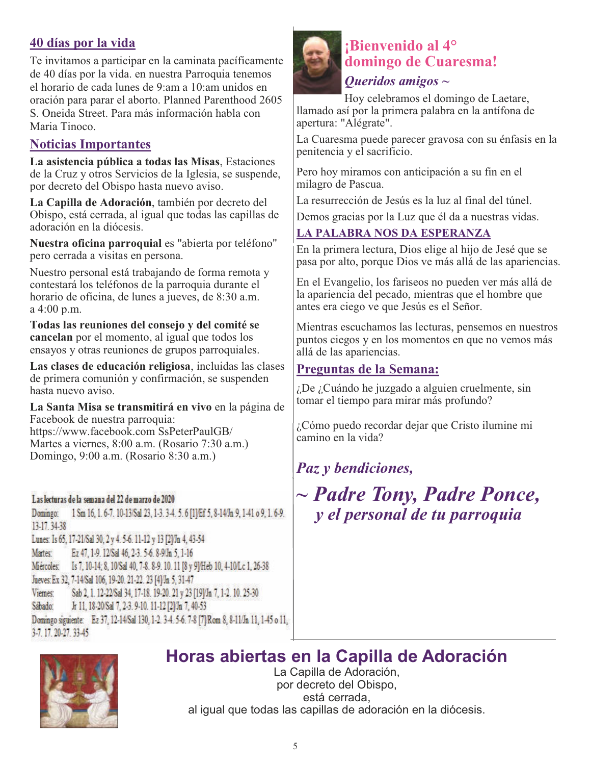## 40 días por la vida

Te invitamos a participar en la caminata pacíficamente de 40 días por la vida. en nuestra Parroquia tenemos el horario de cada lunes de 9:am a 10:am unidos en oración para parar el aborto. Planned Parenthood 2605 S. Oneida Street. Para más información habla con Maria Tinoco.

## Noticias Importantes

**La asistencia pública a todas las Misas**, Estaciones de la Cruz y otros Servicios de la Iglesia, se suspende, por decreto del Obispo hasta nuevo aviso.

**La Capilla de Adoración**, también por decreto del Obispo, está cerrada, al igual que todas las capillas de adoración en la diócesis.

**Nuestra oficina parroquial** es "abierta por teléfono" pero cerrada a visitas en persona.

Nuestro personal está trabajando de forma remota y contestará los teléfonos de la parroquia durante el horario de oficina, de lunes a jueves, de 8:30 a.m. a 4:00 p.m.

**Todas las reuniones del consejo y del comité se cancelan** por el momento, al igual que todos los ensayos y otras reuniones de grupos parroquiales.

**Las clases de educación religiosa**, incluidas las clases de primera comunión y confirmación, se suspenden hasta nuevo aviso.

**La Santa Misa se transmitirá en vivo** en la página de Facebook de nuestra parroquia:
https://www.facebook.com SsPeterPaulGB/
Martes a viernes, 8:00 a.m. (Rosario 7:30 a.m.)
Domingo, 9:00 a.m. (Rosario 8:30 a.m.)

**Las lecturas de la semana del 22 de marzo de 2020**

Domingo: 1 Sm 16, 1. 6-7. 10-13/Sal 23, 1-3. 3-4. 5. 6 [1]/Ef 5, 8-14/Jn 9, 1-41 o 9, 1. 6-9. 13-17. 34-38
Lunes: Is 65, 17-21/Sal 30, 2 y 4. 5-6. 11-12 y 13 [2]/Jn 4, 43-54
Martes: Ez 47, 1-9. 12/Sal 46, 2-3. 5-6. 8-9/Jn 5, 1-16
Miércoles: Is 7, 10-14; 8, 10/Sal 40, 7-8. 8-9. 10. 11 [8 y 9]/Heb 10, 4-10/Lc 1, 26-38
Jueves: Ex 32, 7-14/Sal 106, 19-20. 21-22. 23 [4]/Jn 5, 31-47
Viernes: Sab 2, 1. 12-22/Sal 34, 17-18. 19-20. 21 y 23 [19]/Jn 7, 1-2. 10. 25-30
Sábado: Jr 11, 18-20/Sal 7, 2-3. 9-10. 11-12 [2]/Jn 7, 40-53
Domingo siguiente: Ez 37, 12-14/Sal 130, 1-2. 3-4. 5-6. 7-8 [7]/Rom 8, 8-11/Jn 11, 1-45 o 11, 3-7. 17. 20-27. 33-45

## ¡Bienvenido al 4° domingo de Cuaresma!

*Queridos amigos ~*

Hoy celebramos el domingo de Laetare, llamado así por la primera palabra en la antífona de apertura: "Alégrate".

La Cuaresma puede parecer gravosa con su énfasis en la penitencia y el sacrificio.

Pero hoy miramos con anticipación a su fin en el milagro de Pascua.

La resurrección de Jesús es la luz al final del túnel.

Demos gracias por la Luz que él da a nuestras vidas.

### LA PALABRA NOS DA ESPERANZA

En la primera lectura, Dios elige al hijo de Jesé que se pasa por alto, porque Dios ve más allá de las apariencias.

En el Evangelio, los fariseos no pueden ver más allá de la apariencia del pecado, mientras que el hombre que antes era ciego ve que Jesús es el Señor.

Mientras escuchamos las lecturas, pensemos en nuestros puntos ciegos y en los momentos en que no vemos más allá de las apariencias.

### Preguntas de la Semana:

¿De ¿Cuándo he juzgado a alguien cruelmente, sin tomar el tiempo para mirar más profundo?

¿Cómo puedo recordar dejar que Cristo ilumine mi camino en la vida?

*Paz y bendiciones,*

***~ Padre Tony, Padre Ponce,***
***y el personal de tu parroquia***

## Horas abiertas en la Capilla de Adoración

La Capilla de Adoración,
por decreto del Obispo,
está cerrada,
al igual que todas las capillas de adoración en la diócesis.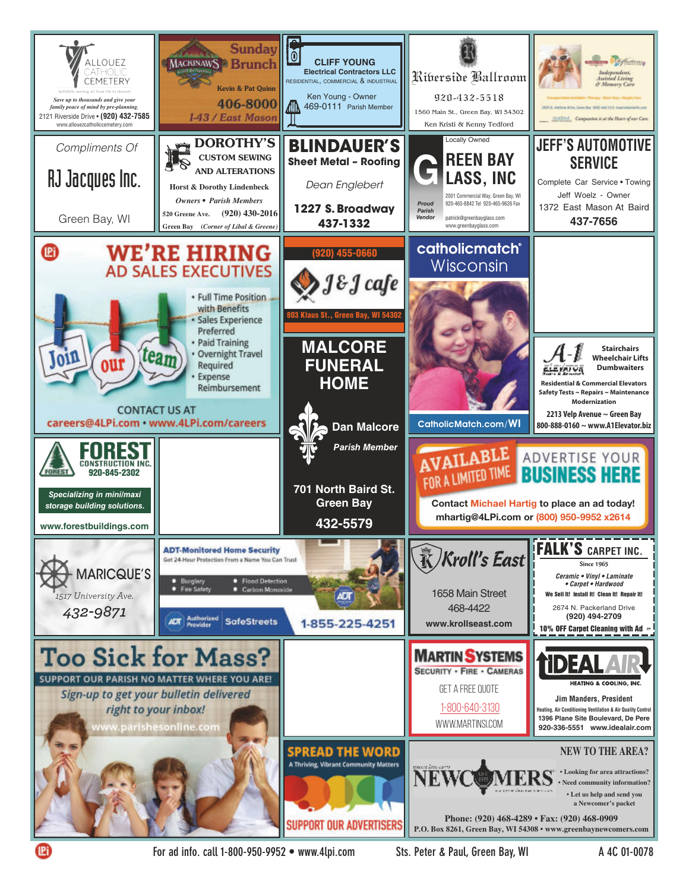ALLOUEZ CATHOLIC CEMETERY

faithfully serving all from life to eternity

*Save up to thousands and give your family peace of mind by pre-planning.*

2121 Riverside Drive • **(920) 432-7585**

www.allouezcatholiccemetery.com

MACKINAWS Grill & Spirits

**Sunday Brunch**

Kevin & Pat Quinn

**406-8000**

*I-43 / East Mason*

**CLIFF YOUNG**

**Electrical Contractors LLC**

RESIDENTIAL, COMMERCIAL & INDUSTRIAL

Ken Young - Owner

469-0111 Parish Member

Riverside Ballroom

920-432-5518

1560 Main St., Green Bay, WI 54302

Ken Kristi & Kenny Tedford

*Independent, Assisted Living & Memory Care*

*Compassion is at the Heart of our Care*

*Compliments Of*

**RJ Jacques Inc.**

Green Bay, WI

**DOROTHY'S**

**CUSTOM SEWING AND ALTERATIONS**

Horst & Dorothy Lindenbeck

*Owners • Parish Members*

520 Greene Ave. (920) 430-2016

Green Bay (Corner of Libal & Greene)

**BLINDAUER'S**

**Sheet Metal - Roofing**

*Dean Englebert*

**1227 S. Broadway**

**437-1332**

Locally Owned

**GREEN BAY GLASS, INC**

2001 Commercial Way, Green Bay, WI

920-465-8842 Tel 920-465-9626 Fax

patrick@greenbayglass.com

www.greenbayglass.com

Proud Parish Vendor

**JEFF'S AUTOMOTIVE SERVICE**

Complete Car Service • Towing

Jeff Woelz - Owner

1372 East Mason At Baird

**437-7656**

**WE'RE HIRING AD SALES EXECUTIVES**

Join our team

- Full Time Position with Benefits
- Sales Experience Preferred
- Paid Training
- Overnight Travel Required
- Expense Reimbursement

CONTACT US AT

careers@4LPi.com • www.4LPi.com/careers

**(920) 455-0660**

J&J cafe

**803 Klaus St., Green Bay, WI 54302**

**MALCORE FUNERAL HOME**

**Dan Malcore**

*Parish Member*

**701 North Baird St. Green Bay**

**432-5579**

catholicmatch® Wisconsin

CatholicMatch.com/WI

A-1 ELEVATOR

**Stairchairs**

**Wheelchair Lifts**

**Dumbwaiters**

**Residential & Commercial Elevators**

**Safety Tests ~ Repairs ~ Maintenance**

**Modernization**

**2213 Velp Avenue ~ Green Bay**

**800-888-0160 ~ www.A1Elevator.biz**

**FOREST CONSTRUCTION INC.**

**920-845-2302**

*Specializing in mini/maxi storage building solutions.*

**www.forestbuildings.com**

**AVAILABLE FOR A LIMITED TIME**

**ADVERTISE YOUR BUSINESS HERE**

**Contact Michael Hartig to place an ad today!**

**mhartig@4LPi.com or (800) 950-9952 x2614**

MARICQUE'S

*1517 University Ave.*

*432-9871*

**ADT-Monitored Home Security**

Get 24-Hour Protection From a Name You Can Trust

- Burglary
- Fire Safety
- Flood Detection
- Carbon Monoxide

ADT Authorized Provider SafeStreets

**1-855-225-4251**

**Kroll's East**

1658 Main Street

468-4422

**www.krollseast.com**

**FALK'S CARPET INC.**

Since 1965

*Ceramic • Vinyl • Laminate • Carpet • Hardwood*

**We Sell It! Install It! Clean It! Repair It!**

2674 N. Packerland Drive

**(920) 494-2709**

**10% OFF Carpet Cleaning with Ad**

**Too Sick for Mass?**

**SUPPORT OUR PARISH NO MATTER WHERE YOU ARE!**

*Sign-up to get your bulletin delivered right to your inbox!*

www.parishesonline.com

**MARTIN SYSTEMS**

SECURITY • FIRE • CAMERAS

GET A FREE QUOTE

1-800-640-3130

WWW.MARTINSI.COM

**IDEAL AIR**

**HEATING & COOLING, INC.**

**Jim Manders, President**

Heating, Air Conditioning Ventilation & Air Quality Control

**1396 Plane Site Boulevard, De Pere**

**920-336-5551 www.idealair.com**

**SPREAD THE WORD**

A Thriving, Vibrant Community Matters

**SUPPORT OUR ADVERTISERS**

**NEW TO THE AREA?**

NEWCOMERS

- Looking for area attractions?
- Need community information?
- Let us help and send you a Newcomer's packet

**Phone: (920) 468-4289 • Fax: (920) 468-0909**

**P.O. Box 8261, Green Bay, WI 54308 • www.greenbaynewcomers.com**

For ad info. call 1-800-950-9952 • www.4lpi.com Sts. Peter & Paul, Green Bay, WI A 4C 01-0078